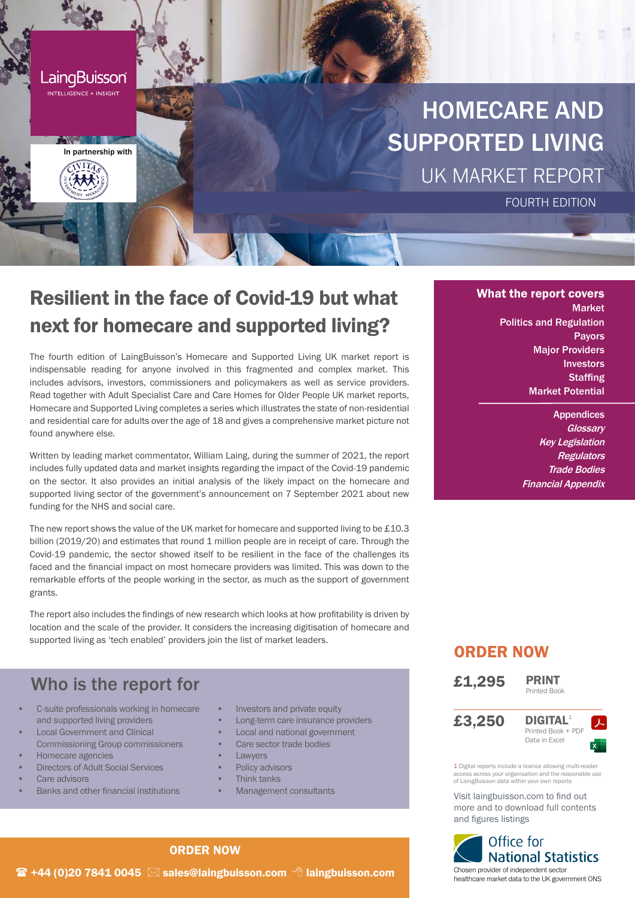LaingBuisson
INTELLIGENCE + INSIGHT

In partnership with

# HOMECARE AND SUPPORTED LIVING

## UK MARKET REPORT

FOURTH EDITION

## Resilient in the face of Covid-19 but what next for homecare and supported living?

The fourth edition of LaingBuisson's Homecare and Supported Living UK market report is indispensable reading for anyone involved in this fragmented and complex market. This includes advisors, investors, commissioners and policymakers as well as service providers. Read together with Adult Specialist Care and Care Homes for Older People UK market reports, Homecare and Supported Living completes a series which illustrates the state of non-residential and residential care for adults over the age of 18 and gives a comprehensive market picture not found anywhere else.

Written by leading market commentator, William Laing, during the summer of 2021, the report includes fully updated data and market insights regarding the impact of the Covid-19 pandemic on the sector. It also provides an initial analysis of the likely impact on the homecare and supported living sector of the government's announcement on 7 September 2021 about new funding for the NHS and social care.

The new report shows the value of the UK market for homecare and supported living to be £10.3 billion (2019/20) and estimates that round 1 million people are in receipt of care. Through the Covid-19 pandemic, the sector showed itself to be resilient in the face of the challenges its faced and the financial impact on most homecare providers was limited. This was down to the remarkable efforts of the people working in the sector, as much as the support of government grants.

The report also includes the findings of new research which looks at how profitability is driven by location and the scale of the provider. It considers the increasing digitisation of homecare and supported living as 'tech enabled' providers join the list of market leaders.

## Who is the report for

- C-suite professionals working in homecare and supported living providers
- Local Government and Clinical Commissioning Group commissioners
- Homecare agencies
- Directors of Adult Social Services
- Care advisors
- Banks and other financial institutions
- Investors and private equity
- Long-term care insurance providers
- Local and national government
- Care sector trade bodies
- Lawyers
- Policy advisors
- Think tanks
- Management consultants

### What the report covers

**Market**
**Politics and Regulation**
**Payors**
**Major Providers**
**Investors**
**Staffing**
**Market Potential**

**Appendices**
***Glossary***
***Key Legislation***
***Regulators***
***Trade Bodies***
***Financial Appendix***

## ORDER NOW

**£1,295** — **PRINT** Printed Book

**£3,250** — **DIGITAL**[1] Printed Book + PDF Data in Excel

1 Digital reports include a licence allowing multi-reader access across your organisation and the reasonable use of LaingBuisson data within your own reports

Visit laingbuisson.com to find out more and to download full contents and figures listings

Office for National Statistics
Chosen provider of independent sector healthcare market data to the UK government ONS

**ORDER NOW**

**+44 (0)20 7841 0045** **sales@laingbuisson.com** **laingbuisson.com**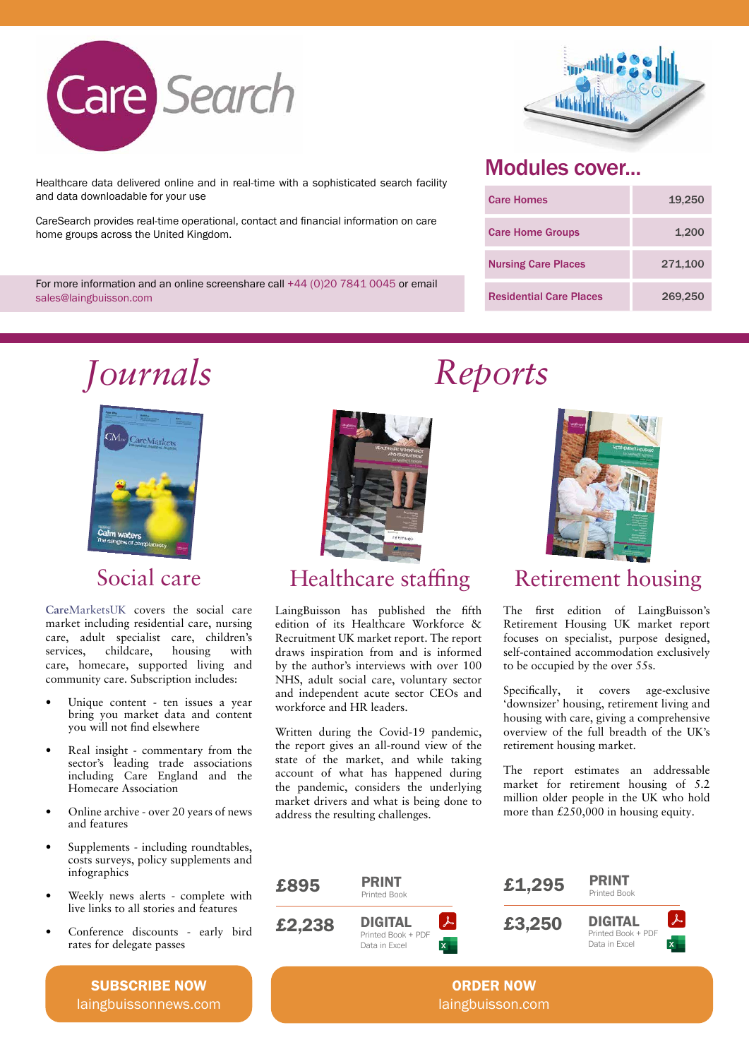# CareSearch

Healthcare data delivered online and in real-time with a sophisticated search facility and data downloadable for your use

CareSearch provides real-time operational, contact and financial information on care home groups across the United Kingdom.

For more information and an online screenshare call +44 (0)20 7841 0045 or email sales@laingbuisson.com

## Modules cover...

| | |
|---|---|
| Care Homes | 19,250 |
| Care Home Groups | 1,200 |
| Nursing Care Places | 271,100 |
| Residential Care Places | 269,250 |

# Journals

## Social care

CareMarketsUK covers the social care market including residential care, nursing care, adult specialist care, children's services, childcare, housing with care, homecare, supported living and community care. Subscription includes:

- Unique content - ten issues a year bring you market data and content you will not find elsewhere
- Real insight - commentary from the sector's leading trade associations including Care England and the Homecare Association
- Online archive - over 20 years of news and features
- Supplements - including roundtables, costs surveys, policy supplements and infographics
- Weekly news alerts - complete with live links to all stories and features
- Conference discounts - early bird rates for delegate passes

**SUBSCRIBE NOW**
laingbuissonnews.com

# Reports

## Healthcare staffing

LaingBuisson has published the fifth edition of its Healthcare Workforce & Recruitment UK market report. The report draws inspiration from and is informed by the author's interviews with over 100 NHS, adult social care, voluntary sector and independent acute sector CEOs and workforce and HR leaders.

Written during the Covid-19 pandemic, the report gives an all-round view of the state of the market, and while taking account of what has happened during the pandemic, considers the underlying market drivers and what is being done to address the resulting challenges.

**£895** — **PRINT** Printed Book

**£2,238** — **DIGITAL** Printed Book + PDF, Data in Excel

## Retirement housing

The first edition of LaingBuisson's Retirement Housing UK market report focuses on specialist, purpose designed, self-contained accommodation exclusively to be occupied by the over 55s.

Specifically, it covers age-exclusive 'downsizer' housing, retirement living and housing with care, giving a comprehensive overview of the full breadth of the UK's retirement housing market.

The report estimates an addressable market for retirement housing of 5.2 million older people in the UK who hold more than £250,000 in housing equity.

**£1,295** — **PRINT** Printed Book

**£3,250** — **DIGITAL** Printed Book + PDF, Data in Excel

**ORDER NOW**
laingbuisson.com